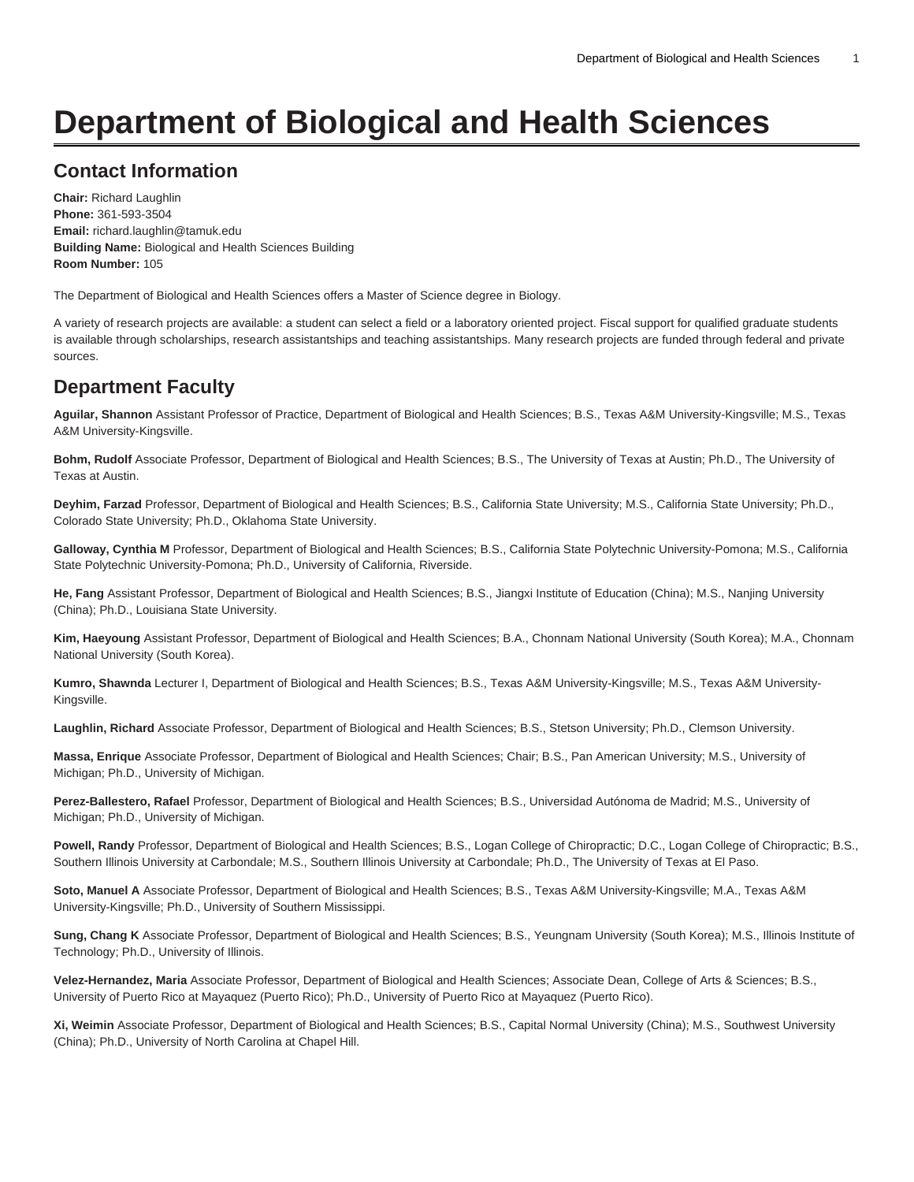# Department of Biological and Health Sciences

## Contact Information

**Chair:** Richard Laughlin
**Phone:** 361-593-3504
**Email:** richard.laughlin@tamuk.edu
**Building Name:** Biological and Health Sciences Building
**Room Number:** 105

The Department of Biological and Health Sciences offers a Master of Science degree in Biology.

A variety of research projects are available: a student can select a field or a laboratory oriented project. Fiscal support for qualified graduate students is available through scholarships, research assistantships and teaching assistantships. Many research projects are funded through federal and private sources.

## Department Faculty

**Aguilar, Shannon** Assistant Professor of Practice, Department of Biological and Health Sciences; B.S., Texas A&M University-Kingsville; M.S., Texas A&M University-Kingsville.

**Bohm, Rudolf** Associate Professor, Department of Biological and Health Sciences; B.S., The University of Texas at Austin; Ph.D., The University of Texas at Austin.

**Deyhim, Farzad** Professor, Department of Biological and Health Sciences; B.S., California State University; M.S., California State University; Ph.D., Colorado State University; Ph.D., Oklahoma State University.

**Galloway, Cynthia M** Professor, Department of Biological and Health Sciences; B.S., California State Polytechnic University-Pomona; M.S., California State Polytechnic University-Pomona; Ph.D., University of California, Riverside.

**He, Fang** Assistant Professor, Department of Biological and Health Sciences; B.S., Jiangxi Institute of Education (China); M.S., Nanjing University (China); Ph.D., Louisiana State University.

**Kim, Haeyoung** Assistant Professor, Department of Biological and Health Sciences; B.A., Chonnam National University (South Korea); M.A., Chonnam National University (South Korea).

**Kumro, Shawnda** Lecturer I, Department of Biological and Health Sciences; B.S., Texas A&M University-Kingsville; M.S., Texas A&M University-Kingsville.

**Laughlin, Richard** Associate Professor, Department of Biological and Health Sciences; B.S., Stetson University; Ph.D., Clemson University.

**Massa, Enrique** Associate Professor, Department of Biological and Health Sciences; Chair; B.S., Pan American University; M.S., University of Michigan; Ph.D., University of Michigan.

**Perez-Ballestero, Rafael** Professor, Department of Biological and Health Sciences; B.S., Universidad Autónoma de Madrid; M.S., University of Michigan; Ph.D., University of Michigan.

**Powell, Randy** Professor, Department of Biological and Health Sciences; B.S., Logan College of Chiropractic; D.C., Logan College of Chiropractic; B.S., Southern Illinois University at Carbondale; M.S., Southern Illinois University at Carbondale; Ph.D., The University of Texas at El Paso.

**Soto, Manuel A** Associate Professor, Department of Biological and Health Sciences; B.S., Texas A&M University-Kingsville; M.A., Texas A&M University-Kingsville; Ph.D., University of Southern Mississippi.

**Sung, Chang K** Associate Professor, Department of Biological and Health Sciences; B.S., Yeungnam University (South Korea); M.S., Illinois Institute of Technology; Ph.D., University of Illinois.

**Velez-Hernandez, Maria** Associate Professor, Department of Biological and Health Sciences; Associate Dean, College of Arts & Sciences; B.S., University of Puerto Rico at Mayaquez (Puerto Rico); Ph.D., University of Puerto Rico at Mayaquez (Puerto Rico).

**Xi, Weimin** Associate Professor, Department of Biological and Health Sciences; B.S., Capital Normal University (China); M.S., Southwest University (China); Ph.D., University of North Carolina at Chapel Hill.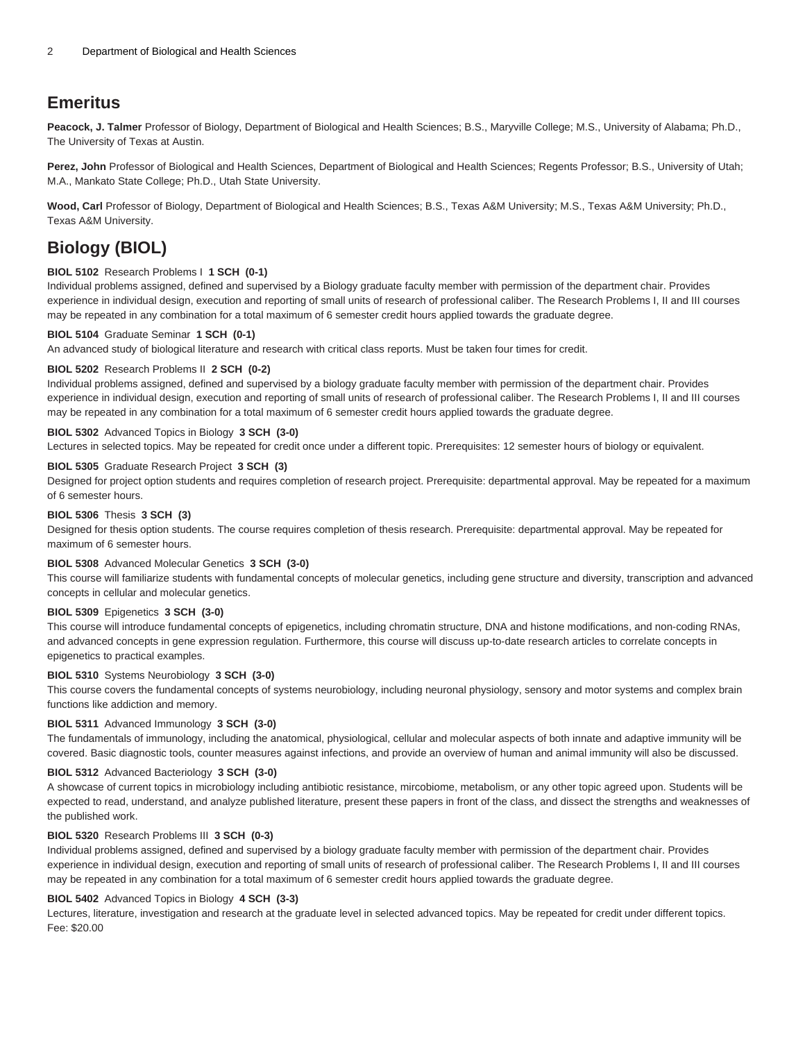## Emeritus

**Peacock, J. Talmer** Professor of Biology, Department of Biological and Health Sciences; B.S., Maryville College; M.S., University of Alabama; Ph.D., The University of Texas at Austin.

**Perez, John** Professor of Biological and Health Sciences, Department of Biological and Health Sciences; Regents Professor; B.S., University of Utah; M.A., Mankato State College; Ph.D., Utah State University.

**Wood, Carl** Professor of Biology, Department of Biological and Health Sciences; B.S., Texas A&M University; M.S., Texas A&M University; Ph.D., Texas A&M University.

## Biology (BIOL)

**BIOL 5102** Research Problems I **1 SCH (0-1)**
Individual problems assigned, defined and supervised by a Biology graduate faculty member with permission of the department chair. Provides experience in individual design, execution and reporting of small units of research of professional caliber. The Research Problems I, II and III courses may be repeated in any combination for a total maximum of 6 semester credit hours applied towards the graduate degree.

**BIOL 5104** Graduate Seminar **1 SCH (0-1)**
An advanced study of biological literature and research with critical class reports. Must be taken four times for credit.

**BIOL 5202** Research Problems II **2 SCH (0-2)**
Individual problems assigned, defined and supervised by a biology graduate faculty member with permission of the department chair. Provides experience in individual design, execution and reporting of small units of research of professional caliber. The Research Problems I, II and III courses may be repeated in any combination for a total maximum of 6 semester credit hours applied towards the graduate degree.

**BIOL 5302** Advanced Topics in Biology **3 SCH (3-0)**
Lectures in selected topics. May be repeated for credit once under a different topic. Prerequisites: 12 semester hours of biology or equivalent.

**BIOL 5305** Graduate Research Project **3 SCH (3)**
Designed for project option students and requires completion of research project. Prerequisite: departmental approval. May be repeated for a maximum of 6 semester hours.

**BIOL 5306** Thesis **3 SCH (3)**
Designed for thesis option students. The course requires completion of thesis research. Prerequisite: departmental approval. May be repeated for maximum of 6 semester hours.

**BIOL 5308** Advanced Molecular Genetics **3 SCH (3-0)**
This course will familiarize students with fundamental concepts of molecular genetics, including gene structure and diversity, transcription and advanced concepts in cellular and molecular genetics.

**BIOL 5309** Epigenetics **3 SCH (3-0)**
This course will introduce fundamental concepts of epigenetics, including chromatin structure, DNA and histone modifications, and non-coding RNAs, and advanced concepts in gene expression regulation. Furthermore, this course will discuss up-to-date research articles to correlate concepts in epigenetics to practical examples.

**BIOL 5310** Systems Neurobiology **3 SCH (3-0)**
This course covers the fundamental concepts of systems neurobiology, including neuronal physiology, sensory and motor systems and complex brain functions like addiction and memory.

**BIOL 5311** Advanced Immunology **3 SCH (3-0)**
The fundamentals of immunology, including the anatomical, physiological, cellular and molecular aspects of both innate and adaptive immunity will be covered. Basic diagnostic tools, counter measures against infections, and provide an overview of human and animal immunity will also be discussed.

**BIOL 5312** Advanced Bacteriology **3 SCH (3-0)**
A showcase of current topics in microbiology including antibiotic resistance, mircobiome, metabolism, or any other topic agreed upon. Students will be expected to read, understand, and analyze published literature, present these papers in front of the class, and dissect the strengths and weaknesses of the published work.

**BIOL 5320** Research Problems III **3 SCH (0-3)**
Individual problems assigned, defined and supervised by a biology graduate faculty member with permission of the department chair. Provides experience in individual design, execution and reporting of small units of research of professional caliber. The Research Problems I, II and III courses may be repeated in any combination for a total maximum of 6 semester credit hours applied towards the graduate degree.

**BIOL 5402** Advanced Topics in Biology **4 SCH (3-3)**
Lectures, literature, investigation and research at the graduate level in selected advanced topics. May be repeated for credit under different topics.
Fee: $20.00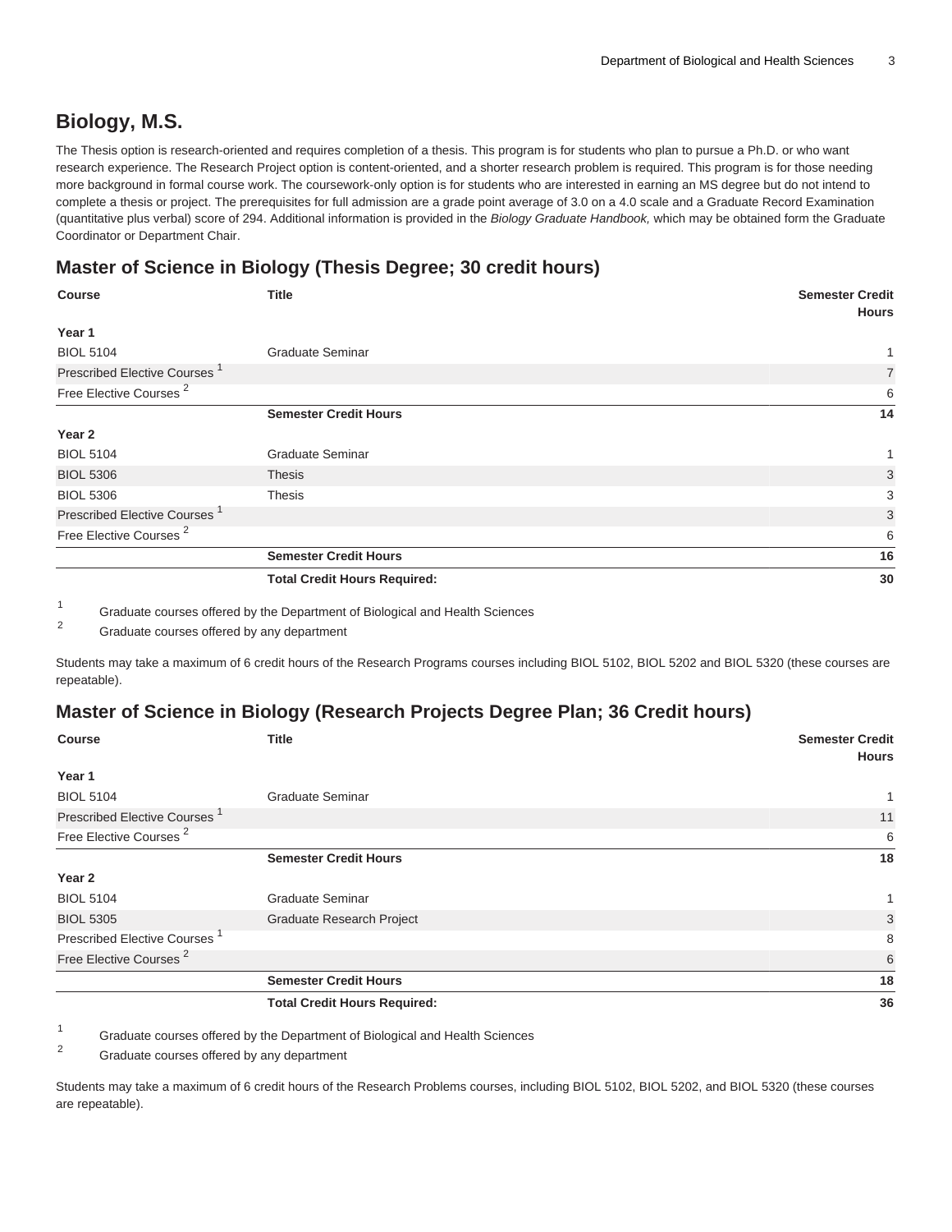## Biology, M.S.

The Thesis option is research-oriented and requires completion of a thesis. This program is for students who plan to pursue a Ph.D. or who want research experience. The Research Project option is content-oriented, and a shorter research problem is required. This program is for those needing more background in formal course work. The coursework-only option is for students who are interested in earning an MS degree but do not intend to complete a thesis or project. The prerequisites for full admission are a grade point average of 3.0 on a 4.0 scale and a Graduate Record Examination (quantitative plus verbal) score of 294. Additional information is provided in the *Biology Graduate Handbook,* which may be obtained form the Graduate Coordinator or Department Chair.

### Master of Science in Biology (Thesis Degree; 30 credit hours)

| Course | Title | Semester Credit Hours |
|---|---|---|
| **Year 1** | | |
| BIOL 5104 | Graduate Seminar | 1 |
| Prescribed Elective Courses [1] | | 7 |
| Free Elective Courses [2] | | 6 |
| | **Semester Credit Hours** | **14** |
| **Year 2** | | |
| BIOL 5104 | Graduate Seminar | 1 |
| BIOL 5306 | Thesis | 3 |
| BIOL 5306 | Thesis | 3 |
| Prescribed Elective Courses [1] | | 3 |
| Free Elective Courses [2] | | 6 |
| | **Semester Credit Hours** | **16** |
| | **Total Credit Hours Required:** | **30** |

[1] Graduate courses offered by the Department of Biological and Health Sciences

[2] Graduate courses offered by any department

Students may take a maximum of 6 credit hours of the Research Programs courses including BIOL 5102, BIOL 5202 and BIOL 5320 (these courses are repeatable).

### Master of Science in Biology (Research Projects Degree Plan; 36 Credit hours)

| Course | Title | Semester Credit Hours |
|---|---|---|
| **Year 1** | | |
| BIOL 5104 | Graduate Seminar | 1 |
| Prescribed Elective Courses [1] | | 11 |
| Free Elective Courses [2] | | 6 |
| | **Semester Credit Hours** | **18** |
| **Year 2** | | |
| BIOL 5104 | Graduate Seminar | 1 |
| BIOL 5305 | Graduate Research Project | 3 |
| Prescribed Elective Courses [1] | | 8 |
| Free Elective Courses [2] | | 6 |
| | **Semester Credit Hours** | **18** |
| | **Total Credit Hours Required:** | **36** |

[1] Graduate courses offered by the Department of Biological and Health Sciences

[2] Graduate courses offered by any department

Students may take a maximum of 6 credit hours of the Research Problems courses, including BIOL 5102, BIOL 5202, and BIOL 5320 (these courses are repeatable).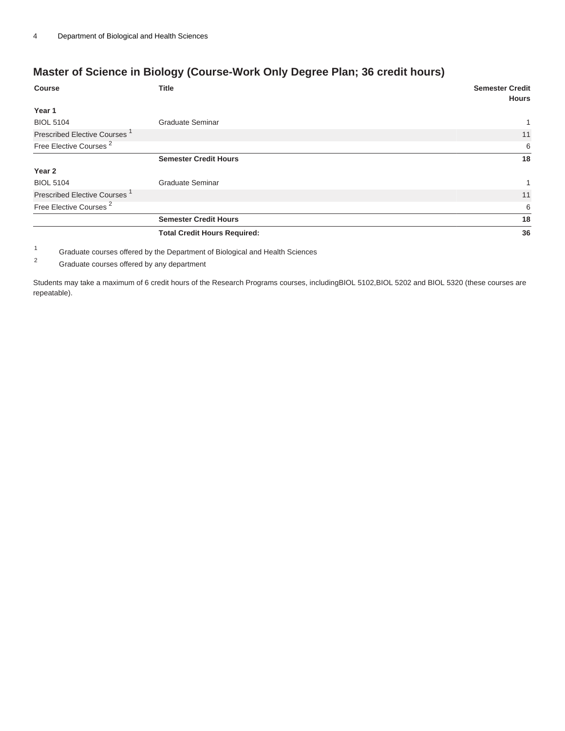## Master of Science in Biology (Course-Work Only Degree Plan; 36 credit hours)

| Course | Title | Semester Credit Hours |
|---|---|---|
| **Year 1** | | |
| BIOL 5104 | Graduate Seminar | 1 |
| Prescribed Elective Courses [1] | | 11 |
| Free Elective Courses [2] | | 6 |
| | **Semester Credit Hours** | **18** |
| **Year 2** | | |
| BIOL 5104 | Graduate Seminar | 1 |
| Prescribed Elective Courses [1] | | 11 |
| Free Elective Courses [2] | | 6 |
| | **Semester Credit Hours** | **18** |
| | **Total Credit Hours Required:** | **36** |

[1] Graduate courses offered by the Department of Biological and Health Sciences

[2] Graduate courses offered by any department

Students may take a maximum of 6 credit hours of the Research Programs courses, includingBIOL 5102,BIOL 5202 and BIOL 5320 (these courses are repeatable).